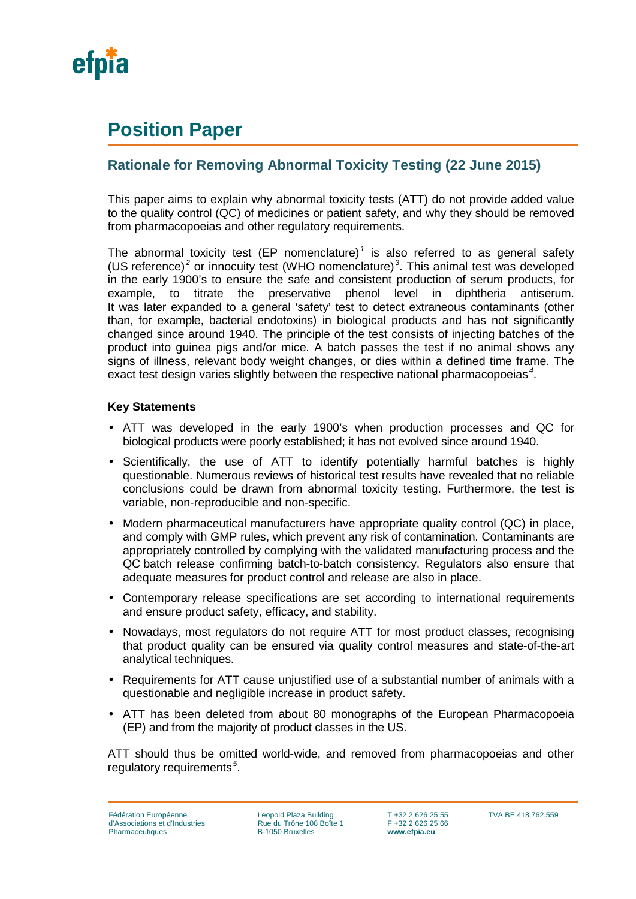efpia

# Position Paper

## Rationale for Removing Abnormal Toxicity Testing (22 June 2015)

This paper aims to explain why abnormal toxicity tests (ATT) do not provide added value to the quality control (QC) of medicines or patient safety, and why they should be removed from pharmacopoeias and other regulatory requirements.

The abnormal toxicity test (EP nomenclature)[1] is also referred to as general safety (US reference)[2] or innocuity test (WHO nomenclature)[3]. This animal test was developed in the early 1900's to ensure the safe and consistent production of serum products, for example, to titrate the preservative phenol level in diphtheria antiserum. It was later expanded to a general 'safety' test to detect extraneous contaminants (other than, for example, bacterial endotoxins) in biological products and has not significantly changed since around 1940. The principle of the test consists of injecting batches of the product into guinea pigs and/or mice. A batch passes the test if no animal shows any signs of illness, relevant body weight changes, or dies within a defined time frame. The exact test design varies slightly between the respective national pharmacopoeias[4].

**Key Statements**

- ATT was developed in the early 1900's when production processes and QC for biological products were poorly established; it has not evolved since around 1940.
- Scientifically, the use of ATT to identify potentially harmful batches is highly questionable. Numerous reviews of historical test results have revealed that no reliable conclusions could be drawn from abnormal toxicity testing. Furthermore, the test is variable, non-reproducible and non-specific.
- Modern pharmaceutical manufacturers have appropriate quality control (QC) in place, and comply with GMP rules, which prevent any risk of contamination. Contaminants are appropriately controlled by complying with the validated manufacturing process and the QC batch release confirming batch-to-batch consistency. Regulators also ensure that adequate measures for product control and release are also in place.
- Contemporary release specifications are set according to international requirements and ensure product safety, efficacy, and stability.
- Nowadays, most regulators do not require ATT for most product classes, recognising that product quality can be ensured via quality control measures and state-of-the-art analytical techniques.
- Requirements for ATT cause unjustified use of a substantial number of animals with a questionable and negligible increase in product safety.
- ATT has been deleted from about 80 monographs of the European Pharmacopoeia (EP) and from the majority of product classes in the US.

ATT should thus be omitted world-wide, and removed from pharmacopoeias and other regulatory requirements[5].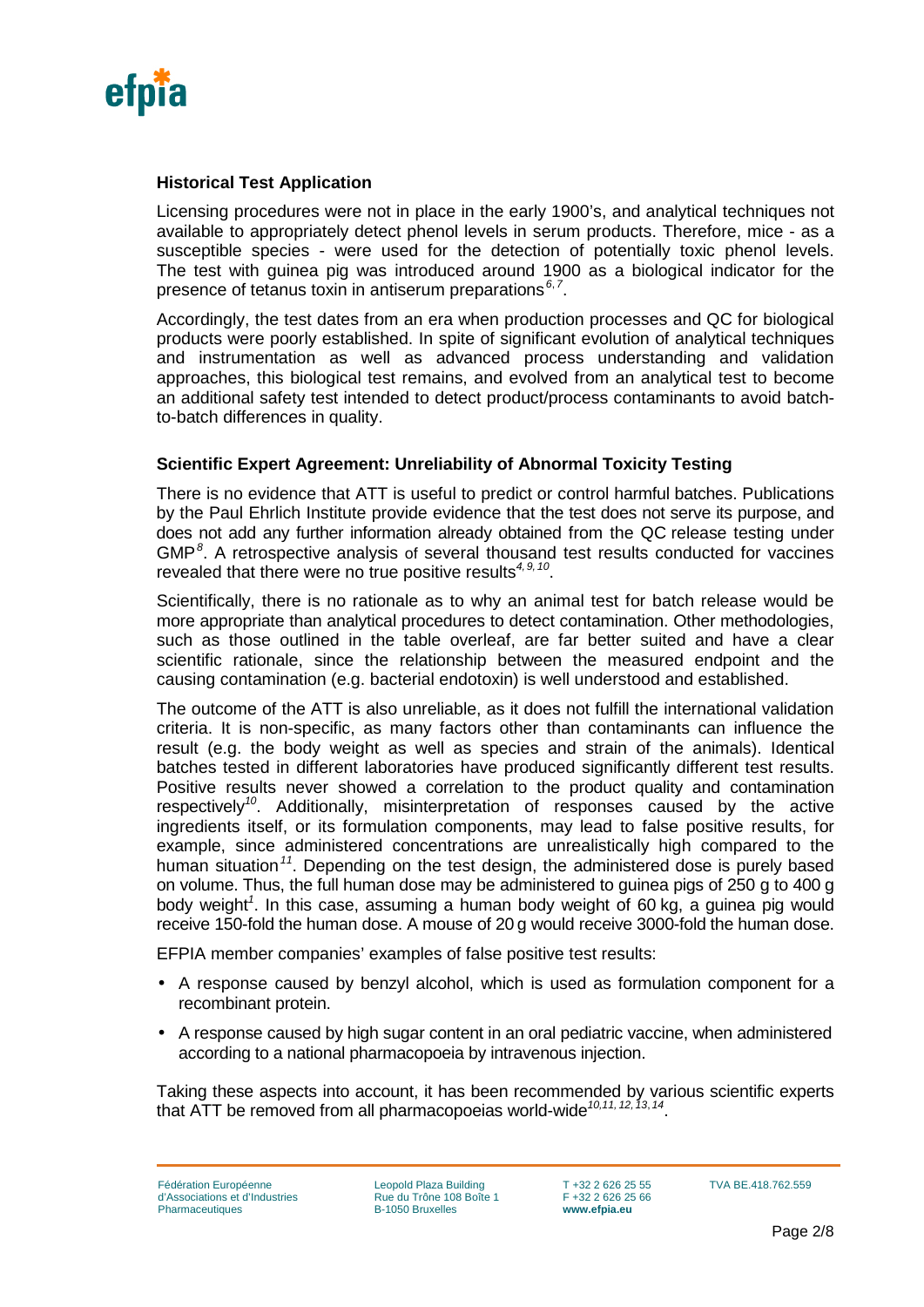### Historical Test Application

Licensing procedures were not in place in the early 1900's, and analytical techniques not available to appropriately detect phenol levels in serum products. Therefore, mice - as a susceptible species - were used for the detection of potentially toxic phenol levels. The test with guinea pig was introduced around 1900 as a biological indicator for the presence of tetanus toxin in antiserum preparations[6,7].

Accordingly, the test dates from an era when production processes and QC for biological products were poorly established. In spite of significant evolution of analytical techniques and instrumentation as well as advanced process understanding and validation approaches, this biological test remains, and evolved from an analytical test to become an additional safety test intended to detect product/process contaminants to avoid batch-to-batch differences in quality.

### Scientific Expert Agreement: Unreliability of Abnormal Toxicity Testing

There is no evidence that ATT is useful to predict or control harmful batches. Publications by the Paul Ehrlich Institute provide evidence that the test does not serve its purpose, and does not add any further information already obtained from the QC release testing under GMP[8]. A retrospective analysis of several thousand test results conducted for vaccines revealed that there were no true positive results[4, 9, 10].

Scientifically, there is no rationale as to why an animal test for batch release would be more appropriate than analytical procedures to detect contamination. Other methodologies, such as those outlined in the table overleaf, are far better suited and have a clear scientific rationale, since the relationship between the measured endpoint and the causing contamination (e.g. bacterial endotoxin) is well understood and established.

The outcome of the ATT is also unreliable, as it does not fulfill the international validation criteria. It is non-specific, as many factors other than contaminants can influence the result (e.g. the body weight as well as species and strain of the animals). Identical batches tested in different laboratories have produced significantly different test results. Positive results never showed a correlation to the product quality and contamination respectively[10]. Additionally, misinterpretation of responses caused by the active ingredients itself, or its formulation components, may lead to false positive results, for example, since administered concentrations are unrealistically high compared to the human situation[11]. Depending on the test design, the administered dose is purely based on volume. Thus, the full human dose may be administered to guinea pigs of 250 g to 400 g body weight[1]. In this case, assuming a human body weight of 60 kg, a guinea pig would receive 150-fold the human dose. A mouse of 20 g would receive 3000-fold the human dose.

EFPIA member companies' examples of false positive test results:

- A response caused by benzyl alcohol, which is used as formulation component for a recombinant protein.
- A response caused by high sugar content in an oral pediatric vaccine, when administered according to a national pharmacopoeia by intravenous injection.

Taking these aspects into account, it has been recommended by various scientific experts that ATT be removed from all pharmacopoeias world-wide[10,11, 12, 13, 14].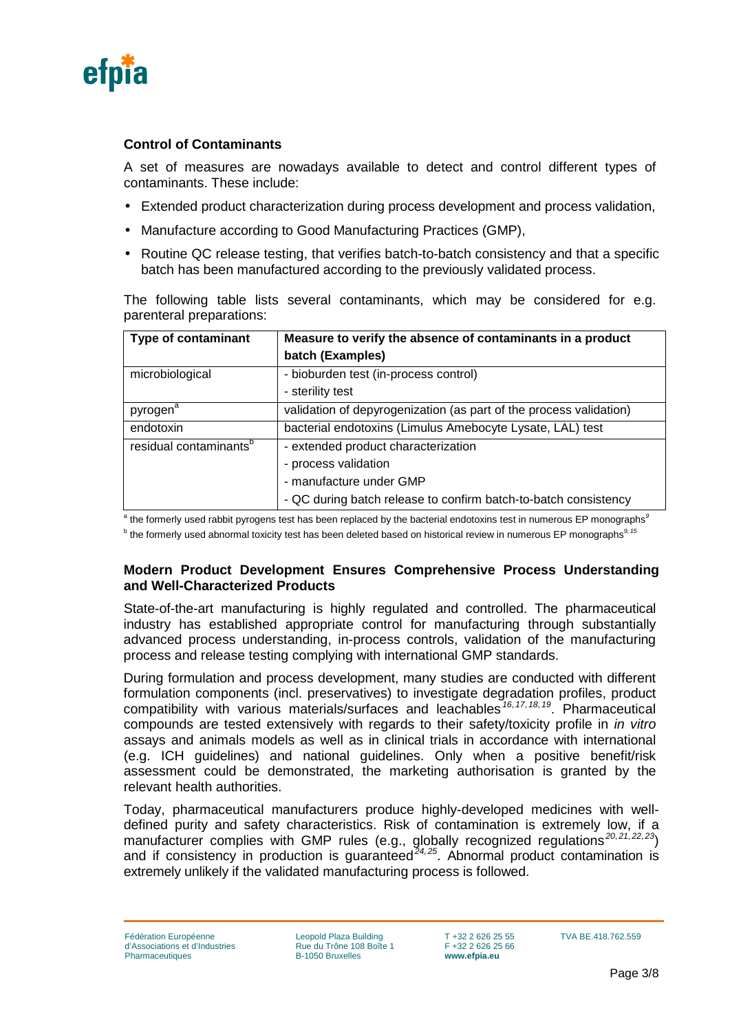### Control of Contaminants

A set of measures are nowadays available to detect and control different types of contaminants. These include:

- Extended product characterization during process development and process validation,
- Manufacture according to Good Manufacturing Practices (GMP),
- Routine QC release testing, that verifies batch-to-batch consistency and that a specific batch has been manufactured according to the previously validated process.

The following table lists several contaminants, which may be considered for e.g. parenteral preparations:

| Type of contaminant | Measure to verify the absence of contaminants in a product batch (Examples) |
|---|---|
| microbiological | - bioburden test (in-process control)<br>- sterility test |
| pyrogen[a] | validation of depyrogenization (as part of the process validation) |
| endotoxin | bacterial endotoxins (Limulus Amebocyte Lysate, LAL) test |
| residual contaminants[b] | - extended product characterization<br>- process validation<br>- manufacture under GMP<br>- QC during batch release to confirm batch-to-batch consistency |

[a] the formerly used rabbit pyrogens test has been replaced by the bacterial endotoxins test in numerous EP monographs[9]

[b] the formerly used abnormal toxicity test has been deleted based on historical review in numerous EP monographs[9, 15]

### Modern Product Development Ensures Comprehensive Process Understanding and Well-Characterized Products

State-of-the-art manufacturing is highly regulated and controlled. The pharmaceutical industry has established appropriate control for manufacturing through substantially advanced process understanding, in-process controls, validation of the manufacturing process and release testing complying with international GMP standards.

During formulation and process development, many studies are conducted with different formulation components (incl. preservatives) to investigate degradation profiles, product compatibility with various materials/surfaces and leachables[16, 17, 18, 19]. Pharmaceutical compounds are tested extensively with regards to their safety/toxicity profile in *in vitro* assays and animals models as well as in clinical trials in accordance with international (e.g. ICH guidelines) and national guidelines. Only when a positive benefit/risk assessment could be demonstrated, the marketing authorisation is granted by the relevant health authorities.

Today, pharmaceutical manufacturers produce highly-developed medicines with well-defined purity and safety characteristics. Risk of contamination is extremely low, if a manufacturer complies with GMP rules (e.g., globally recognized regulations[20, 21, 22, 23]) and if consistency in production is guaranteed[24, 25]. Abnormal product contamination is extremely unlikely if the validated manufacturing process is followed.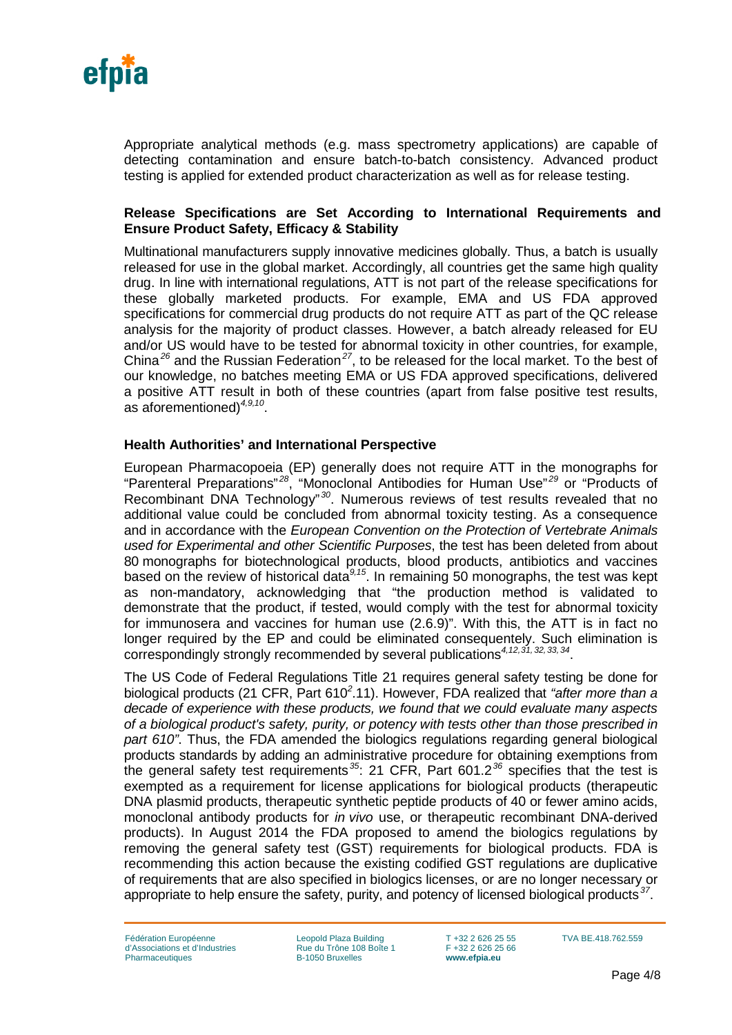Appropriate analytical methods (e.g. mass spectrometry applications) are capable of detecting contamination and ensure batch-to-batch consistency. Advanced product testing is applied for extended product characterization as well as for release testing.

**Release Specifications are Set According to International Requirements and Ensure Product Safety, Efficacy & Stability**

Multinational manufacturers supply innovative medicines globally. Thus, a batch is usually released for use in the global market. Accordingly, all countries get the same high quality drug. In line with international regulations, ATT is not part of the release specifications for these globally marketed products. For example, EMA and US FDA approved specifications for commercial drug products do not require ATT as part of the QC release analysis for the majority of product classes. However, a batch already released for EU and/or US would have to be tested for abnormal toxicity in other countries, for example, China[26] and the Russian Federation[27], to be released for the local market. To the best of our knowledge, no batches meeting EMA or US FDA approved specifications, delivered a positive ATT result in both of these countries (apart from false positive test results, as aforementioned)[4,9,10].

**Health Authorities' and International Perspective**

European Pharmacopoeia (EP) generally does not require ATT in the monographs for "Parenteral Preparations"[28], "Monoclonal Antibodies for Human Use"[29] or "Products of Recombinant DNA Technology"[30]. Numerous reviews of test results revealed that no additional value could be concluded from abnormal toxicity testing. As a consequence and in accordance with the *European Convention on the Protection of Vertebrate Animals used for Experimental and other Scientific Purposes*, the test has been deleted from about 80 monographs for biotechnological products, blood products, antibiotics and vaccines based on the review of historical data[9,15]. In remaining 50 monographs, the test was kept as non-mandatory, acknowledging that "the production method is validated to demonstrate that the product, if tested, would comply with the test for abnormal toxicity for immunosera and vaccines for human use (2.6.9)". With this, the ATT is in fact no longer required by the EP and could be eliminated consequently. Such elimination is correspondingly strongly recommended by several publications[4,12,31, 32, 33, 34].

The US Code of Federal Regulations Title 21 requires general safety testing be done for biological products (21 CFR, Part 610[2].11). However, FDA realized that *"after more than a decade of experience with these products, we found that we could evaluate many aspects of a biological product's safety, purity, or potency with tests other than those prescribed in part 610"*. Thus, the FDA amended the biologics regulations regarding general biological products standards by adding an administrative procedure for obtaining exemptions from the general safety test requirements[35]: 21 CFR, Part 601.2[36] specifies that the test is exempted as a requirement for license applications for biological products (therapeutic DNA plasmid products, therapeutic synthetic peptide products of 40 or fewer amino acids, monoclonal antibody products for *in vivo* use, or therapeutic recombinant DNA-derived products). In August 2014 the FDA proposed to amend the biologics regulations by removing the general safety test (GST) requirements for biological products. FDA is recommending this action because the existing codified GST regulations are duplicative of requirements that are also specified in biologics licenses, or are no longer necessary or appropriate to help ensure the safety, purity, and potency of licensed biological products[37].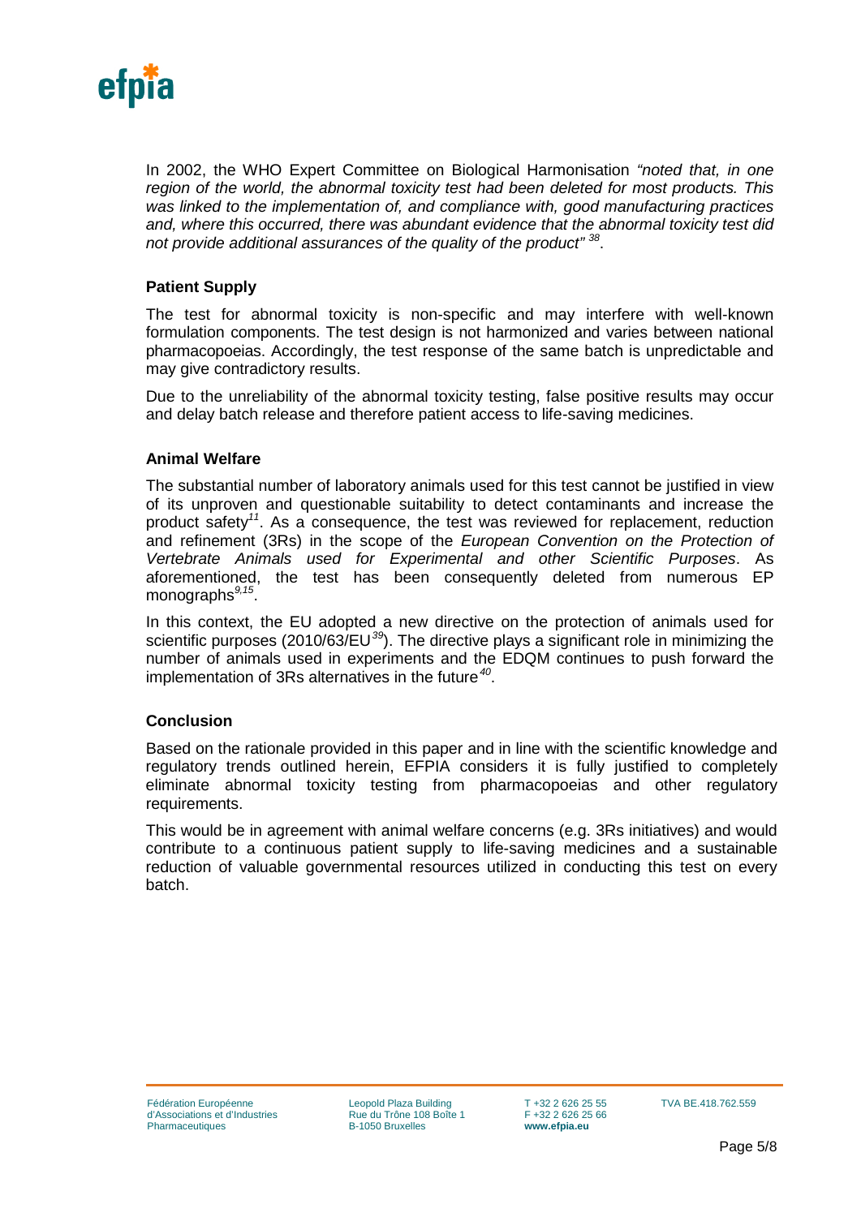In 2002, the WHO Expert Committee on Biological Harmonisation *"noted that, in one region of the world, the abnormal toxicity test had been deleted for most products. This was linked to the implementation of, and compliance with, good manufacturing practices and, where this occurred, there was abundant evidence that the abnormal toxicity test did not provide additional assurances of the quality of the product"* [38].

### Patient Supply

The test for abnormal toxicity is non-specific and may interfere with well-known formulation components. The test design is not harmonized and varies between national pharmacopoeias. Accordingly, the test response of the same batch is unpredictable and may give contradictory results.

Due to the unreliability of the abnormal toxicity testing, false positive results may occur and delay batch release and therefore patient access to life-saving medicines.

### Animal Welfare

The substantial number of laboratory animals used for this test cannot be justified in view of its unproven and questionable suitability to detect contaminants and increase the product safety[11]. As a consequence, the test was reviewed for replacement, reduction and refinement (3Rs) in the scope of the *European Convention on the Protection of Vertebrate Animals used for Experimental and other Scientific Purposes*. As aforementioned, the test has been consequently deleted from numerous EP monographs[9,15].

In this context, the EU adopted a new directive on the protection of animals used for scientific purposes (2010/63/EU[39]). The directive plays a significant role in minimizing the number of animals used in experiments and the EDQM continues to push forward the implementation of 3Rs alternatives in the future[40].

### Conclusion

Based on the rationale provided in this paper and in line with the scientific knowledge and regulatory trends outlined herein, EFPIA considers it is fully justified to completely eliminate abnormal toxicity testing from pharmacopoeias and other regulatory requirements.

This would be in agreement with animal welfare concerns (e.g. 3Rs initiatives) and would contribute to a continuous patient supply to life-saving medicines and a sustainable reduction of valuable governmental resources utilized in conducting this test on every batch.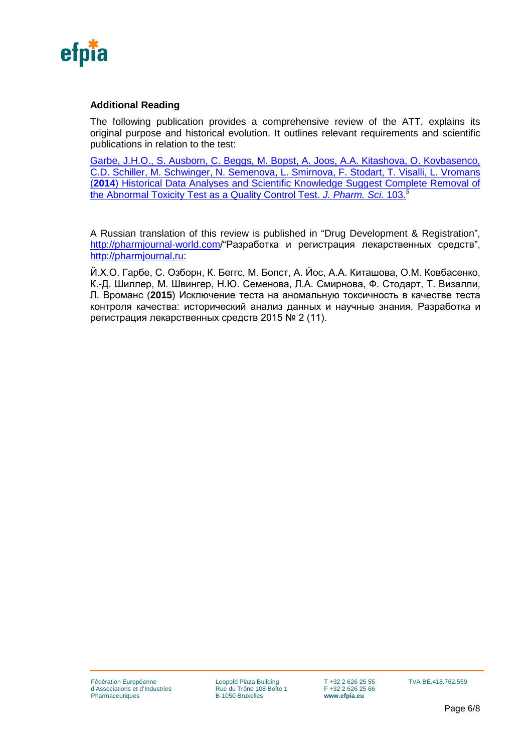### Additional Reading

The following publication provides a comprehensive review of the ATT, explains its original purpose and historical evolution. It outlines relevant requirements and scientific publications in relation to the test:

Garbe, J.H.O., S. Ausborn, C. Beggs, M. Bopst, A. Joos, A.A. Kitashova, O. Kovbasenco, C.D. Schiller, M. Schwinger, N. Semenova, L. Smirnova, F. Stodart, T. Visalli, L. Vromans (**2014**) Historical Data Analyses and Scientific Knowledge Suggest Complete Removal of the Abnormal Toxicity Test as a Quality Control Test. *J. Pharm. Sci.* 103.[5]

A Russian translation of this review is published in "Drug Development & Registration", http://pharmjournal-world.com/"Разработка и регистрация лекарственных средств", http://pharmjournal.ru:

Й.Х.О. Гарбе, С. Озборн, К. Беггс, М. Бопст, А. Йос, А.А. Киташова, О.М. Ковбасенко, К.-Д. Шиллер, М. Швингер, Н.Ю. Семенова, Л.А. Смирнова, Ф. Стодарт, Т. Визалли, Л. Вроманс (**2015**) Исключение теста на аномальную токсичность в качестве теста контроля качества: исторический анализ данных и научные знания. Разработка и регистрация лекарственных средств 2015 № 2 (11).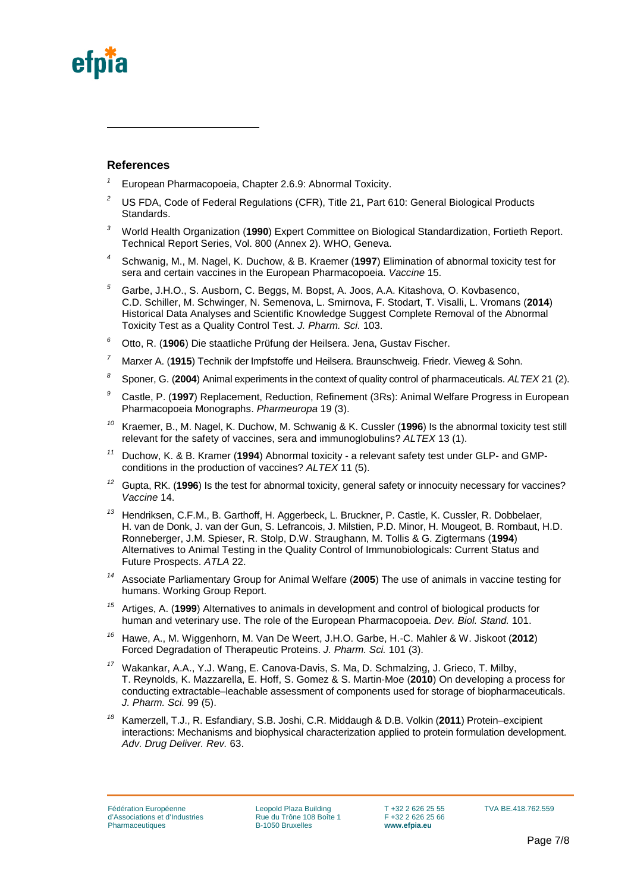## References

1. European Pharmacopoeia, Chapter 2.6.9: Abnormal Toxicity.
2. US FDA, Code of Federal Regulations (CFR), Title 21, Part 610: General Biological Products Standards.
3. World Health Organization (**1990**) Expert Committee on Biological Standardization, Fortieth Report. Technical Report Series, Vol. 800 (Annex 2). WHO, Geneva.
4. Schwanig, M., M. Nagel, K. Duchow, & B. Kraemer (**1997**) Elimination of abnormal toxicity test for sera and certain vaccines in the European Pharmacopoeia. *Vaccine* 15.
5. Garbe, J.H.O., S. Ausborn, C. Beggs, M. Bopst, A. Joos, A.A. Kitashova, O. Kovbasenco, C.D. Schiller, M. Schwinger, N. Semenova, L. Smirnova, F. Stodart, T. Visalli, L. Vromans (**2014**) Historical Data Analyses and Scientific Knowledge Suggest Complete Removal of the Abnormal Toxicity Test as a Quality Control Test. *J. Pharm. Sci.* 103.
6. Otto, R. (**1906**) Die staatliche Prüfung der Heilsera. Jena, Gustav Fischer.
7. Marxer A. (**1915**) Technik der Impfstoffe und Heilsera. Braunschweig. Friedr. Vieweg & Sohn.
8. Sponer, G. (**2004**) Animal experiments in the context of quality control of pharmaceuticals. *ALTEX* 21 (2).
9. Castle, P. (**1997**) Replacement, Reduction, Refinement (3Rs): Animal Welfare Progress in European Pharmacopoeia Monographs. *Pharmeuropa* 19 (3).
10. Kraemer, B., M. Nagel, K. Duchow, M. Schwanig & K. Cussler (**1996**) Is the abnormal toxicity test still relevant for the safety of vaccines, sera and immunoglobulins? *ALTEX* 13 (1).
11. Duchow, K. & B. Kramer (**1994**) Abnormal toxicity - a relevant safety test under GLP- and GMP-conditions in the production of vaccines? *ALTEX* 11 (5).
12. Gupta, RK. (**1996**) Is the test for abnormal toxicity, general safety or innocuity necessary for vaccines? *Vaccine* 14.
13. Hendriksen, C.F.M., B. Garthoff, H. Aggerbeck, L. Bruckner, P. Castle, K. Cussler, R. Dobbelaer, H. van de Donk, J. van der Gun, S. Lefrancois, J. Milstien, P.D. Minor, H. Mougeot, B. Rombaut, H.D. Ronneberger, J.M. Spieser, R. Stolp, D.W. Straughann, M. Tollis & G. Zigtermans (**1994**) Alternatives to Animal Testing in the Quality Control of Immunobiologicals: Current Status and Future Prospects. *ATLA* 22.
14. Associate Parliamentary Group for Animal Welfare (**2005**) The use of animals in vaccine testing for humans. Working Group Report.
15. Artiges, A. (**1999**) Alternatives to animals in development and control of biological products for human and veterinary use. The role of the European Pharmacopoeia. *Dev. Biol. Stand.* 101.
16. Hawe, A., M. Wiggenhorn, M. Van De Weert, J.H.O. Garbe, H.-C. Mahler & W. Jiskoot (**2012**) Forced Degradation of Therapeutic Proteins. *J. Pharm. Sci.* 101 (3).
17. Wakankar, A.A., Y.J. Wang, E. Canova-Davis, S. Ma, D. Schmalzing, J. Grieco, T. Milby, T. Reynolds, K. Mazzarella, E. Hoff, S. Gomez & S. Martin-Moe (**2010**) On developing a process for conducting extractable–leachable assessment of components used for storage of biopharmaceuticals. *J. Pharm. Sci.* 99 (5).
18. Kamerzell, T.J., R. Esfandiary, S.B. Joshi, C.R. Middaugh & D.B. Volkin (**2011**) Protein–excipient interactions: Mechanisms and biophysical characterization applied to protein formulation development. *Adv. Drug Deliver. Rev.* 63.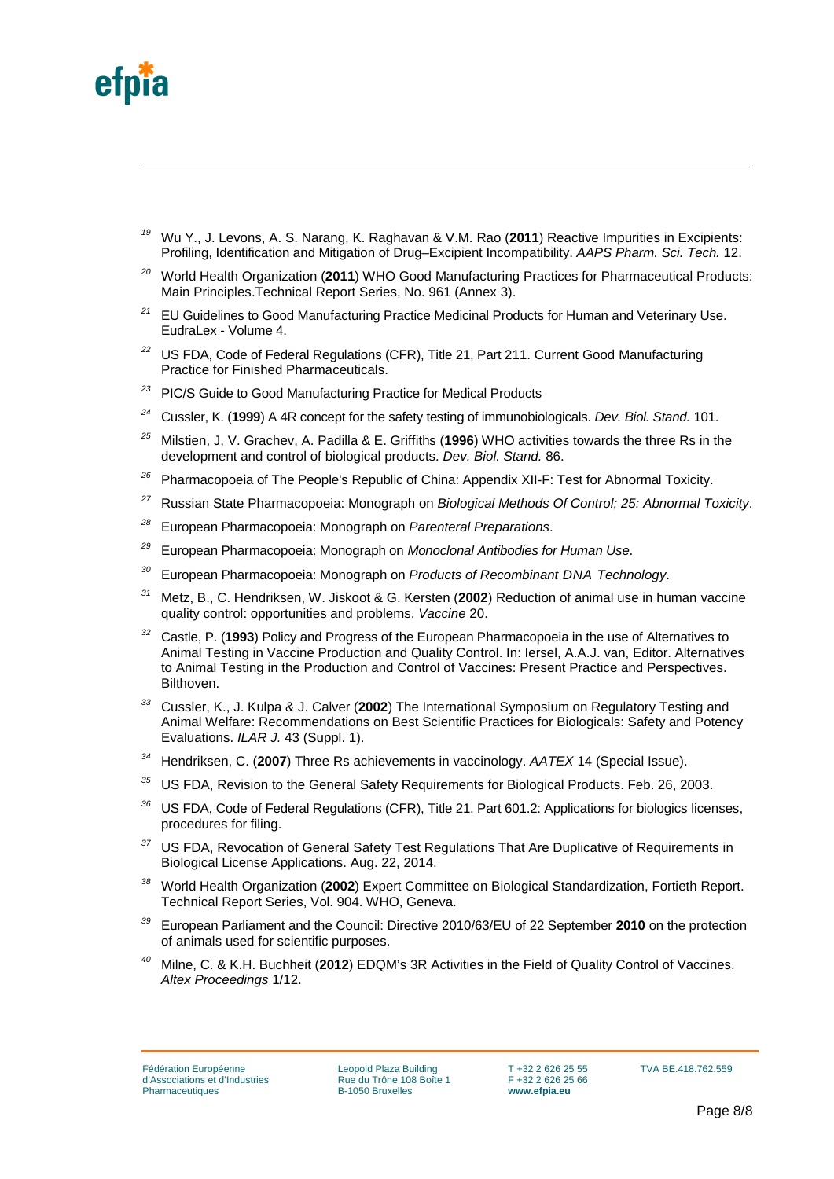[19] Wu Y., J. Levons, A. S. Narang, K. Raghavan & V.M. Rao (**2011**) Reactive Impurities in Excipients: Profiling, Identification and Mitigation of Drug–Excipient Incompatibility. *AAPS Pharm. Sci. Tech.* 12.

[20] World Health Organization (**2011**) WHO Good Manufacturing Practices for Pharmaceutical Products: Main Principles.Technical Report Series, No. 961 (Annex 3).

[21] EU Guidelines to Good Manufacturing Practice Medicinal Products for Human and Veterinary Use. EudraLex - Volume 4.

[22] US FDA, Code of Federal Regulations (CFR), Title 21, Part 211. Current Good Manufacturing Practice for Finished Pharmaceuticals.

[23] PIC/S Guide to Good Manufacturing Practice for Medical Products

[24] Cussler, K. (**1999**) A 4R concept for the safety testing of immunobiologicals. *Dev. Biol. Stand.* 101.

[25] Milstien, J, V. Grachev, A. Padilla & E. Griffiths (**1996**) WHO activities towards the three Rs in the development and control of biological products. *Dev. Biol. Stand.* 86.

[26] Pharmacopoeia of The People's Republic of China: Appendix XII-F: Test for Abnormal Toxicity.

[27] Russian State Pharmacopoeia: Monograph on *Biological Methods Of Control; 25: Abnormal Toxicity*.

[28] European Pharmacopoeia: Monograph on *Parenteral Preparations*.

[29] European Pharmacopoeia: Monograph on *Monoclonal Antibodies for Human Use*.

[30] European Pharmacopoeia: Monograph on *Products of Recombinant DNA Technology*.

[31] Metz, B., C. Hendriksen, W. Jiskoot & G. Kersten (**2002**) Reduction of animal use in human vaccine quality control: opportunities and problems. *Vaccine* 20.

[32] Castle, P. (**1993**) Policy and Progress of the European Pharmacopoeia in the use of Alternatives to Animal Testing in Vaccine Production and Quality Control. In: Iersel, A.A.J. van, Editor. Alternatives to Animal Testing in the Production and Control of Vaccines: Present Practice and Perspectives. Bilthoven.

[33] Cussler, K., J. Kulpa & J. Calver (**2002**) The International Symposium on Regulatory Testing and Animal Welfare: Recommendations on Best Scientific Practices for Biologicals: Safety and Potency Evaluations. *ILAR J.* 43 (Suppl. 1).

[34] Hendriksen, C. (**2007**) Three Rs achievements in vaccinology. *AATEX* 14 (Special Issue).

[35] US FDA, Revision to the General Safety Requirements for Biological Products. Feb. 26, 2003.

[36] US FDA, Code of Federal Regulations (CFR), Title 21, Part 601.2: Applications for biologics licenses, procedures for filing.

[37] US FDA, Revocation of General Safety Test Regulations That Are Duplicative of Requirements in Biological License Applications. Aug. 22, 2014.

[38] World Health Organization (**2002**) Expert Committee on Biological Standardization, Fortieth Report. Technical Report Series, Vol. 904. WHO, Geneva.

[39] European Parliament and the Council: Directive 2010/63/EU of 22 September **2010** on the protection of animals used for scientific purposes.

[40] Milne, C. & K.H. Buchheit (**2012**) EDQM's 3R Activities in the Field of Quality Control of Vaccines. *Altex Proceedings* 1/12.